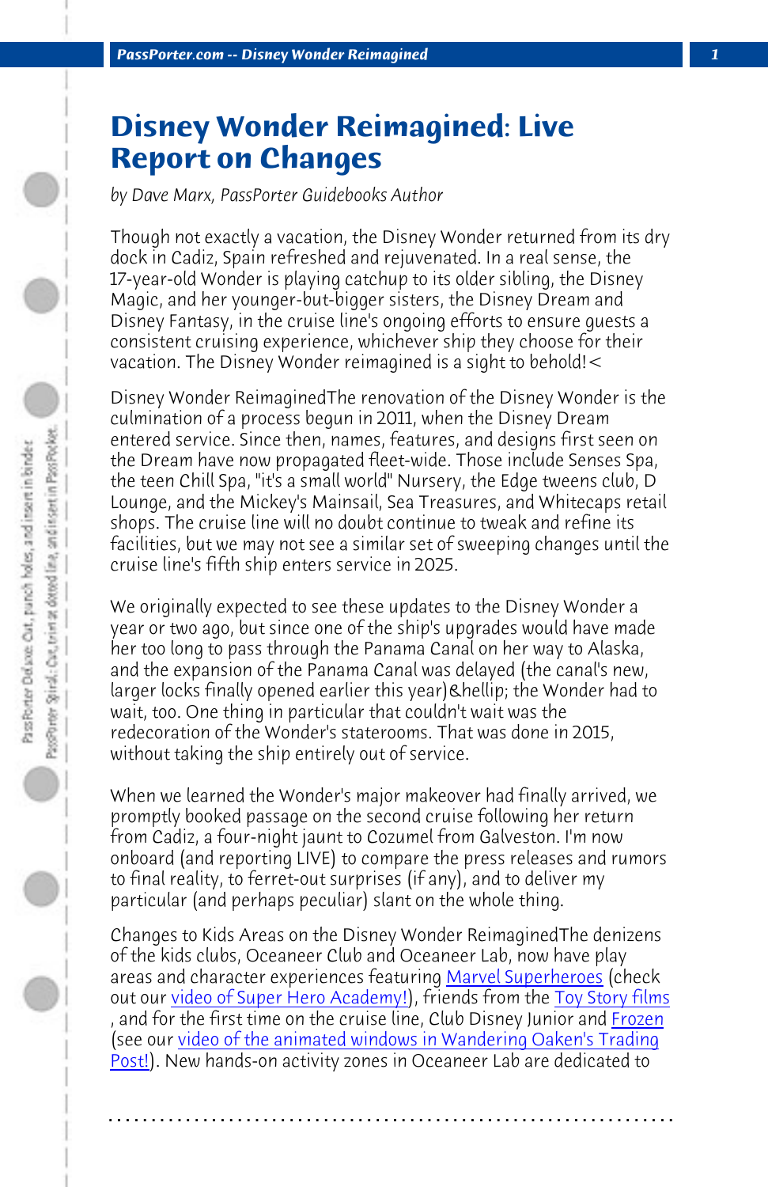# Disney Wonder Reimagined: Live Report on Changes

*by Dave Marx, PassPorter Guidebooks Author*

Though not exactly a vacation, the Disney Wonder returned from its dry dock in Cadiz, Spain refreshed and rejuvenated. In a real sense, the 17-year-old Wonder is playing catchup to its older sibling, the Disney Magic, and her younger-but-bigger sisters, the Disney Dream and Disney Fantasy, in the cruise line's ongoing efforts to ensure guests a consistent cruising experience, whichever ship they choose for their vacation. The Disney Wonder reimagined is a sight to behold!<

Disney Wonder ReimaginedThe renovation of the Disney Wonder is the culmination of a process begun in 2011, when the Disney Dream entered service. Since then, names, features, and designs first seen on the Dream have now propagated fleet-wide. Those include Senses Spa, the teen Chill Spa, "it's a small world" Nursery, the Edge tweens club, D Lounge, and the Mickey's Mainsail, Sea Treasures, and Whitecaps retail shops. The cruise line will no doubt continue to tweak and refine its facilities, but we may not see a similar set of sweeping changes until the cruise line's fifth ship enters service in 2025.

We originally expected to see these updates to the Disney Wonder a year or two ago, but since one of the ship's upgrades would have made her too long to pass through the Panama Canal on her way to Alaska, and the expansion of the Panama Canal was delayed (the canal's new, larger locks finally opened earlier this year)&hellip; the Wonder had to wait, too. One thing in particular that couldn't wait was the redecoration of the Wonder's staterooms. That was done in 2015, without taking the ship entirely out of service.

When we learned the Wonder's major makeover had finally arrived, we promptly booked passage on the second cruise following her return from Cadiz, a four-night jaunt to Cozumel from Galveston. I'm now onboard (and reporting LIVE) to compare the press releases and rumors to final reality, to ferret-out surprises (if any), and to deliver my particular (and perhaps peculiar) slant on the whole thing.

Changes to Kids Areas on the Disney Wonder ReimaginedThe denizens of the kids clubs, Oceaneer Club and Oceaneer Lab, now have play areas and character experiences featuring Marvel Superheroes (check out our video of Super Hero Academy!), friends from the Toy Story films, and for the first time on the cruise line, Club Disney Junior and Frozen (see our video of the animated windows in Wandering Oaken's Trading Post!). New hands-on activity zones in Oceaneer Lab are dedicated to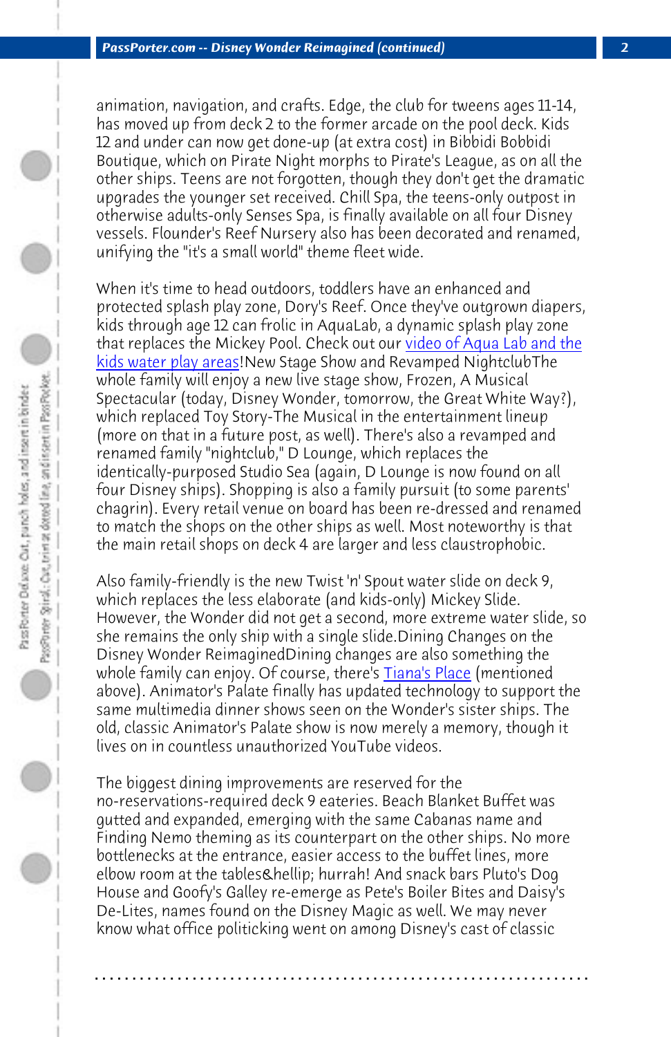animation, navigation, and crafts. Edge, the club for tweens ages 11-14, has moved up from deck 2 to the former arcade on the pool deck. Kids 12 and under can now get done-up (at extra cost) in Bibbidi Bobbidi Boutique, which on Pirate Night morphs to Pirate's League, as on all the other ships. Teens are not forgotten, though they don't get the dramatic upgrades the younger set received. Chill Spa, the teens-only outpost in otherwise adults-only Senses Spa, is finally available on all four Disney vessels. Flounder's Reef Nursery also has been decorated and renamed, unifying the "it's a small world" theme fleet wide.

When it's time to head outdoors, toddlers have an enhanced and protected splash play zone, Dory's Reef. Once they've outgrown diapers, kids through age 12 can frolic in AquaLab, a dynamic splash play zone that replaces the Mickey Pool. Check out our video of Aqua Lab and the kids water play areas!New Stage Show and Revamped NightclubThe whole family will enjoy a new live stage show, Frozen, A Musical Spectacular (today, Disney Wonder, tomorrow, the Great White Way?), which replaced Toy Story-The Musical in the entertainment lineup (more on that in a future post, as well). There's also a revamped and renamed family "nightclub," D Lounge, which replaces the identically-purposed Studio Sea (again, D Lounge is now found on all four Disney ships). Shopping is also a family pursuit (to some parents' chagrin). Every retail venue on board has been re-dressed and renamed to match the shops on the other ships as well. Most noteworthy is that the main retail shops on deck 4 are larger and less claustrophobic.

Also family-friendly is the new Twist 'n' Spout water slide on deck 9, which replaces the less elaborate (and kids-only) Mickey Slide. However, the Wonder did not get a second, more extreme water slide, so she remains the only ship with a single slide.Dining Changes on the Disney Wonder ReimaginedDining changes are also something the whole family can enjoy. Of course, there's Tiana's Place (mentioned above). Animator's Palate finally has updated technology to support the same multimedia dinner shows seen on the Wonder's sister ships. The old, classic Animator's Palate show is now merely a memory, though it lives on in countless unauthorized YouTube videos.

The biggest dining improvements are reserved for the no-reservations-required deck 9 eateries. Beach Blanket Buffet was gutted and expanded, emerging with the same Cabanas name and Finding Nemo theming as its counterpart on the other ships. No more bottlenecks at the entrance, easier access to the buffet lines, more elbow room at the tables&hellip; hurrah! And snack bars Pluto's Dog House and Goofy's Galley re-emerge as Pete's Boiler Bites and Daisy's De-Lites, names found on the Disney Magic as well. We may never know what office politicking went on among Disney's cast of classic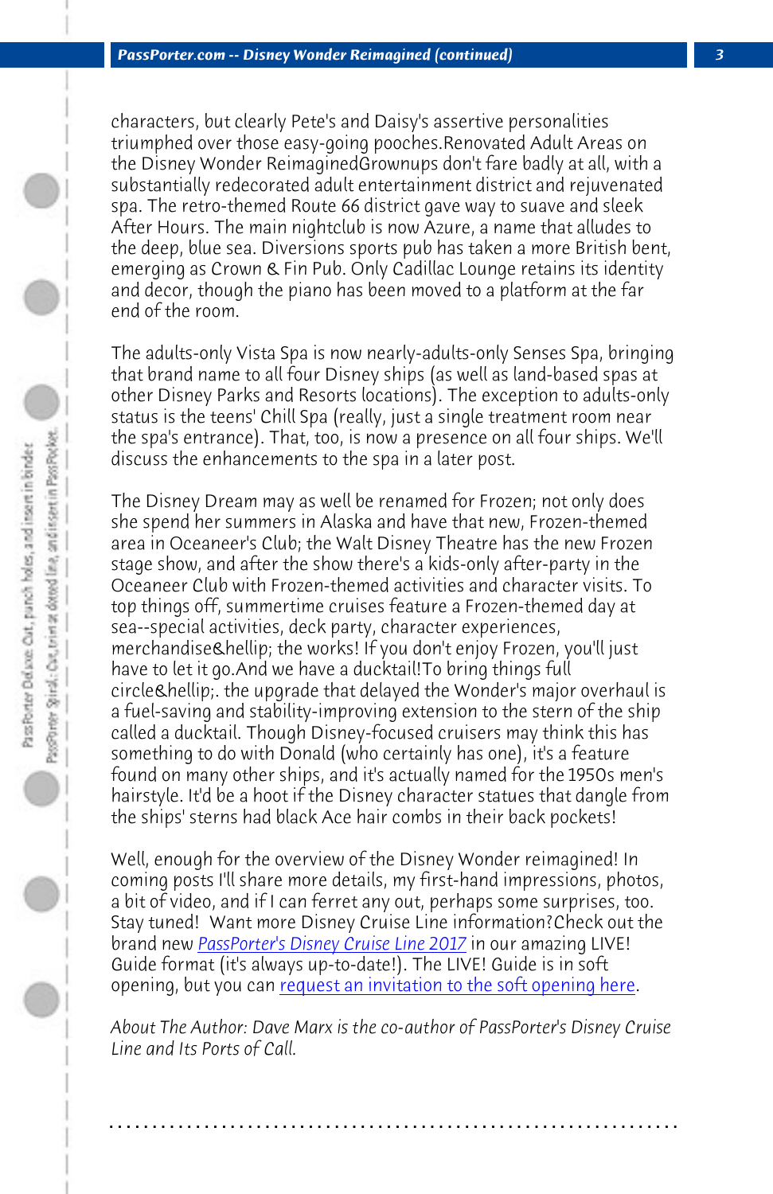characters, but clearly Pete's and Daisy's assertive personalities triumphed over those easy-going pooches.Renovated Adult Areas on the Disney Wonder ReimaginedGrownups don't fare badly at all, with a substantially redecorated adult entertainment district and rejuvenated spa. The retro-themed Route 66 district gave way to suave and sleek After Hours. The main nightclub is now Azure, a name that alludes to the deep, blue sea. Diversions sports pub has taken a more British bent, emerging as Crown & Fin Pub. Only Cadillac Lounge retains its identity and decor, though the piano has been moved to a platform at the far end of the room.

The adults-only Vista Spa is now nearly-adults-only Senses Spa, bringing that brand name to all four Disney ships (as well as land-based spas at other Disney Parks and Resorts locations). The exception to adults-only status is the teens' Chill Spa (really, just a single treatment room near the spa's entrance). That, too, is now a presence on all four ships. We'll discuss the enhancements to the spa in a later post.

The Disney Dream may as well be renamed for Frozen; not only does she spend her summers in Alaska and have that new, Frozen-themed area in Oceaneer's Club; the Walt Disney Theatre has the new Frozen stage show, and after the show there's a kids-only after-party in the Oceaneer Club with Frozen-themed activities and character visits. To top things off, summertime cruises feature a Frozen-themed day at sea--special activities, deck party, character experiences, merchandise&hellip; the works! If you don't enjoy Frozen, you'll just have to let it go.And we have a ducktail!To bring things full circle&hellip;. the upgrade that delayed the Wonder's major overhaul is a fuel-saving and stability-improving extension to the stern of the ship called a ducktail. Though Disney-focused cruisers may think this has something to do with Donald (who certainly has one), it's a feature found on many other ships, and it's actually named for the 1950s men's hairstyle. It'd be a hoot if the Disney character statues that dangle from the ships' sterns had black Ace hair combs in their back pockets!

Well, enough for the overview of the Disney Wonder reimagined! In coming posts I'll share more details, my first-hand impressions, photos, a bit of video, and if I can ferret any out, perhaps some surprises, too. Stay tuned! Want more Disney Cruise Line information?Check out the brand new PassPorter's Disney Cruise Line 2017 in our amazing LIVE! Guide format (it's always up-to-date!). The LIVE! Guide is in soft opening, but you can request an invitation to the soft opening here.

*About The Author: Dave Marx is the co-author of PassPorter's Disney Cruise Line and Its Ports of Call.*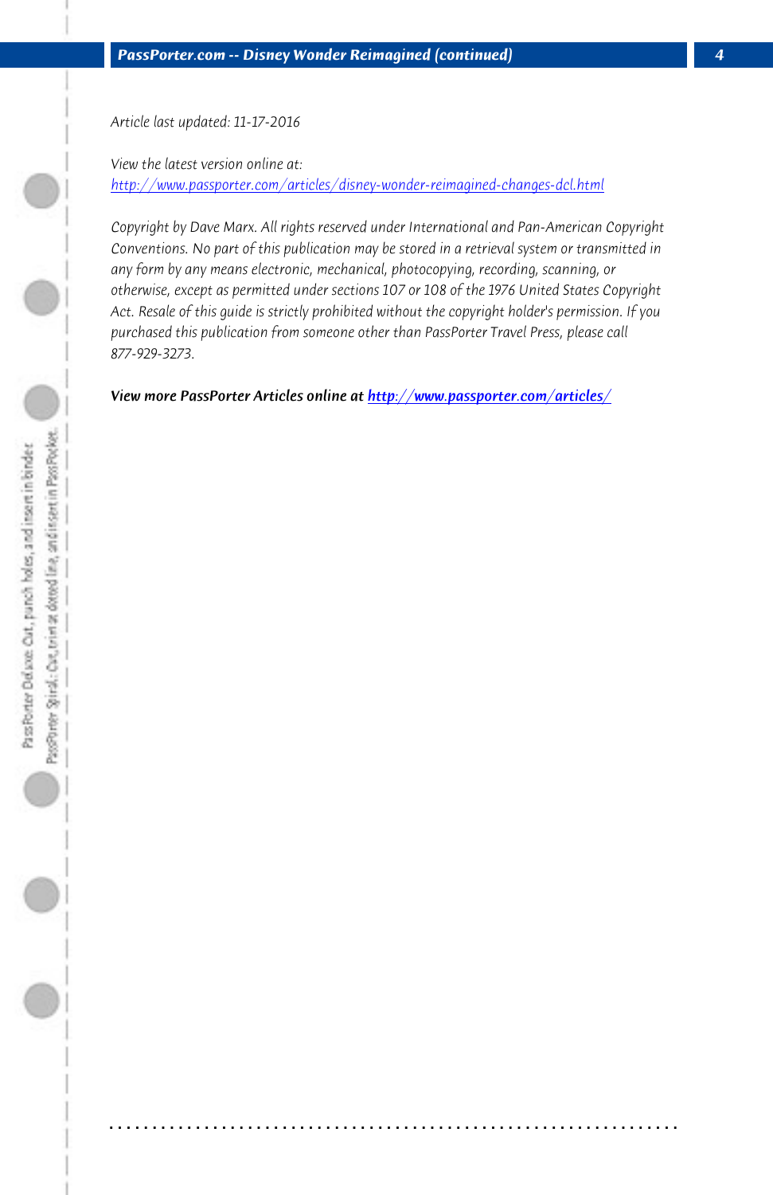*Article last updated: 11-17-2016*

*View the latest version online at:*
*[http://www.passporter.com/articles/disney-wonder-reimagined-changes-dcl.html](http://www.passporter.com/articles/disney-wonder-reimagined-changes-dcl.html)*

*Copyright by Dave Marx. All rights reserved under International and Pan-American Copyright Conventions. No part of this publication may be stored in a retrieval system or transmitted in any form by any means electronic, mechanical, photocopying, recording, scanning, or otherwise, except as permitted under sections 107 or 108 of the 1976 United States Copyright Act. Resale of this guide is strictly prohibited without the copyright holder's permission. If you purchased this publication from someone other than PassPorter Travel Press, please call 877-929-3273.*

***View more PassPorter Articles online at [http://www.passporter.com/articles/](http://www.passporter.com/articles/)***